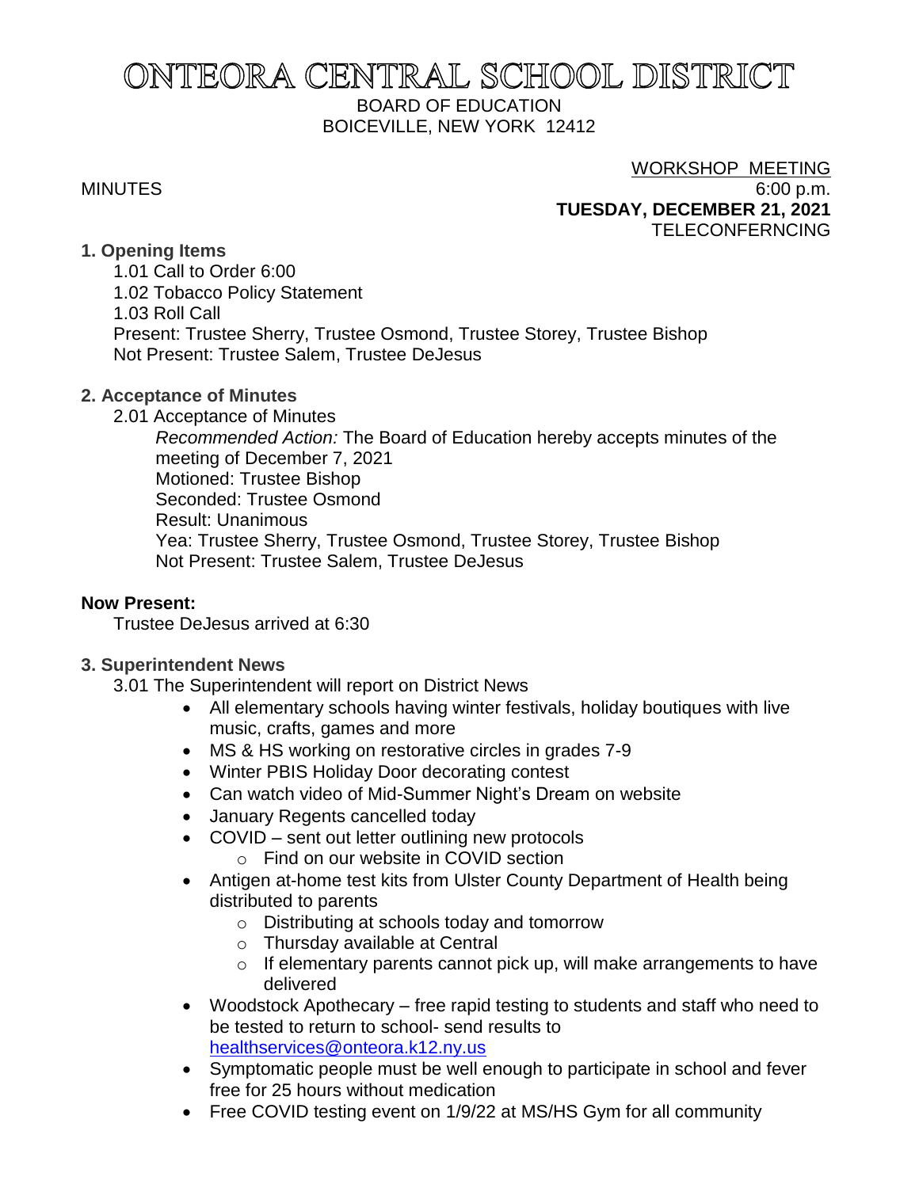# ONTEORA CENTRAL SCHOOL DISTRICT

BOARD OF EDUCATION
BOICEVILLE, NEW YORK 12412

MINUTES

WORKSHOP MEETING
6:00 p.m.
**TUESDAY, DECEMBER 21, 2021**
TELECONFERNCING

**1. Opening Items**

1.01 Call to Order 6:00
1.02 Tobacco Policy Statement
1.03 Roll Call
Present: Trustee Sherry, Trustee Osmond, Trustee Storey, Trustee Bishop
Not Present: Trustee Salem, Trustee DeJesus

**2. Acceptance of Minutes**

2.01 Acceptance of Minutes

*Recommended Action:* The Board of Education hereby accepts minutes of the meeting of December 7, 2021
Motioned: Trustee Bishop
Seconded: Trustee Osmond
Result: Unanimous
Yea: Trustee Sherry, Trustee Osmond, Trustee Storey, Trustee Bishop
Not Present: Trustee Salem, Trustee DeJesus

**Now Present:**

Trustee DeJesus arrived at 6:30

**3. Superintendent News**

3.01 The Superintendent will report on District News

- All elementary schools having winter festivals, holiday boutiques with live music, crafts, games and more
- MS & HS working on restorative circles in grades 7-9
- Winter PBIS Holiday Door decorating contest
- Can watch video of Mid-Summer Night's Dream on website
- January Regents cancelled today
- COVID – sent out letter outlining new protocols
  - Find on our website in COVID section
- Antigen at-home test kits from Ulster County Department of Health being distributed to parents
  - Distributing at schools today and tomorrow
  - Thursday available at Central
  - If elementary parents cannot pick up, will make arrangements to have delivered
- Woodstock Apothecary – free rapid testing to students and staff who need to be tested to return to school- send results to healthservices@onteora.k12.ny.us
- Symptomatic people must be well enough to participate in school and fever free for 25 hours without medication
- Free COVID testing event on 1/9/22 at MS/HS Gym for all community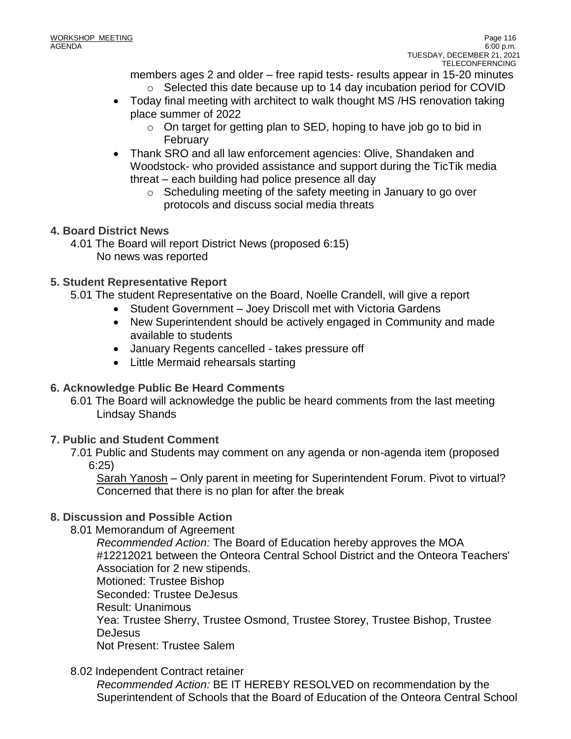members ages 2 and older – free rapid tests- results appear in 15-20 minutes
   - Selected this date because up to 14 day incubation period for COVID
- Today final meeting with architect to walk thought MS /HS renovation taking place summer of 2022
   - On target for getting plan to SED, hoping to have job go to bid in February
- Thank SRO and all law enforcement agencies: Olive, Shandaken and Woodstock- who provided assistance and support during the TicTik media threat – each building had police presence all day
   - Scheduling meeting of the safety meeting in January to go over protocols and discuss social media threats

**4. Board District News**

4.01 The Board will report District News (proposed 6:15)
No news was reported

**5. Student Representative Report**

5.01 The student Representative on the Board, Noelle Crandell, will give a report

- Student Government – Joey Driscoll met with Victoria Gardens
- New Superintendent should be actively engaged in Community and made available to students
- January Regents cancelled - takes pressure off
- Little Mermaid rehearsals starting

**6. Acknowledge Public Be Heard Comments**

6.01 The Board will acknowledge the public be heard comments from the last meeting
Lindsay Shands

**7. Public and Student Comment**

7.01 Public and Students may comment on any agenda or non-agenda item (proposed 6:25)

Sarah Yanosh – Only parent in meeting for Superintendent Forum. Pivot to virtual? Concerned that there is no plan for after the break

**8. Discussion and Possible Action**

8.01 Memorandum of Agreement

*Recommended Action:* The Board of Education hereby approves the MOA #12212021 between the Onteora Central School District and the Onteora Teachers' Association for 2 new stipends.
Motioned: Trustee Bishop
Seconded: Trustee DeJesus
Result: Unanimous
Yea: Trustee Sherry, Trustee Osmond, Trustee Storey, Trustee Bishop, Trustee DeJesus
Not Present: Trustee Salem

8.02 Independent Contract retainer

*Recommended Action:* BE IT HEREBY RESOLVED on recommendation by the Superintendent of Schools that the Board of Education of the Onteora Central School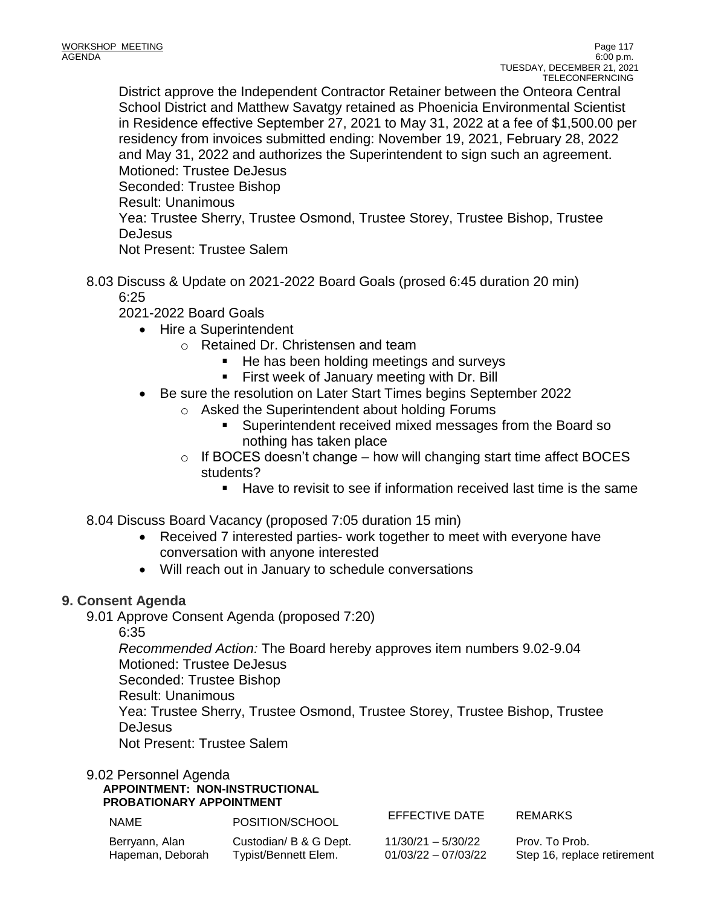District approve the Independent Contractor Retainer between the Onteora Central School District and Matthew Savatgy retained as Phoenicia Environmental Scientist in Residence effective September 27, 2021 to May 31, 2022 at a fee of $1,500.00 per residency from invoices submitted ending: November 19, 2021, February 28, 2022 and May 31, 2022 and authorizes the Superintendent to sign such an agreement.
Motioned: Trustee DeJesus
Seconded: Trustee Bishop
Result: Unanimous
Yea: Trustee Sherry, Trustee Osmond, Trustee Storey, Trustee Bishop, Trustee DeJesus
Not Present: Trustee Salem

8.03 Discuss & Update on 2021-2022 Board Goals (prosed 6:45 duration 20 min)
6:25
2021-2022 Board Goals

- Hire a Superintendent
  - Retained Dr. Christensen and team
    - He has been holding meetings and surveys
    - First week of January meeting with Dr. Bill
- Be sure the resolution on Later Start Times begins September 2022
  - Asked the Superintendent about holding Forums
    - Superintendent received mixed messages from the Board so nothing has taken place
  - If BOCES doesn't change – how will changing start time affect BOCES students?
    - Have to revisit to see if information received last time is the same

8.04 Discuss Board Vacancy (proposed 7:05 duration 15 min)

- Received 7 interested parties- work together to meet with everyone have conversation with anyone interested
- Will reach out in January to schedule conversations

## 9. Consent Agenda

9.01 Approve Consent Agenda (proposed 7:20)
6:35
*Recommended Action:* The Board hereby approves item numbers 9.02-9.04
Motioned: Trustee DeJesus
Seconded: Trustee Bishop
Result: Unanimous
Yea: Trustee Sherry, Trustee Osmond, Trustee Storey, Trustee Bishop, Trustee DeJesus
Not Present: Trustee Salem

9.02 Personnel Agenda

**APPOINTMENT: NON-INSTRUCTIONAL**
**PROBATIONARY APPOINTMENT**

| NAME | POSITION/SCHOOL | EFFECTIVE DATE | REMARKS |
|---|---|---|---|
| Berryann, Alan | Custodian/ B & G Dept. | 11/30/21 – 5/30/22 | Prov. To Prob. |
| Hapeman, Deborah | Typist/Bennett Elem. | 01/03/22 – 07/03/22 | Step 16, replace retirement |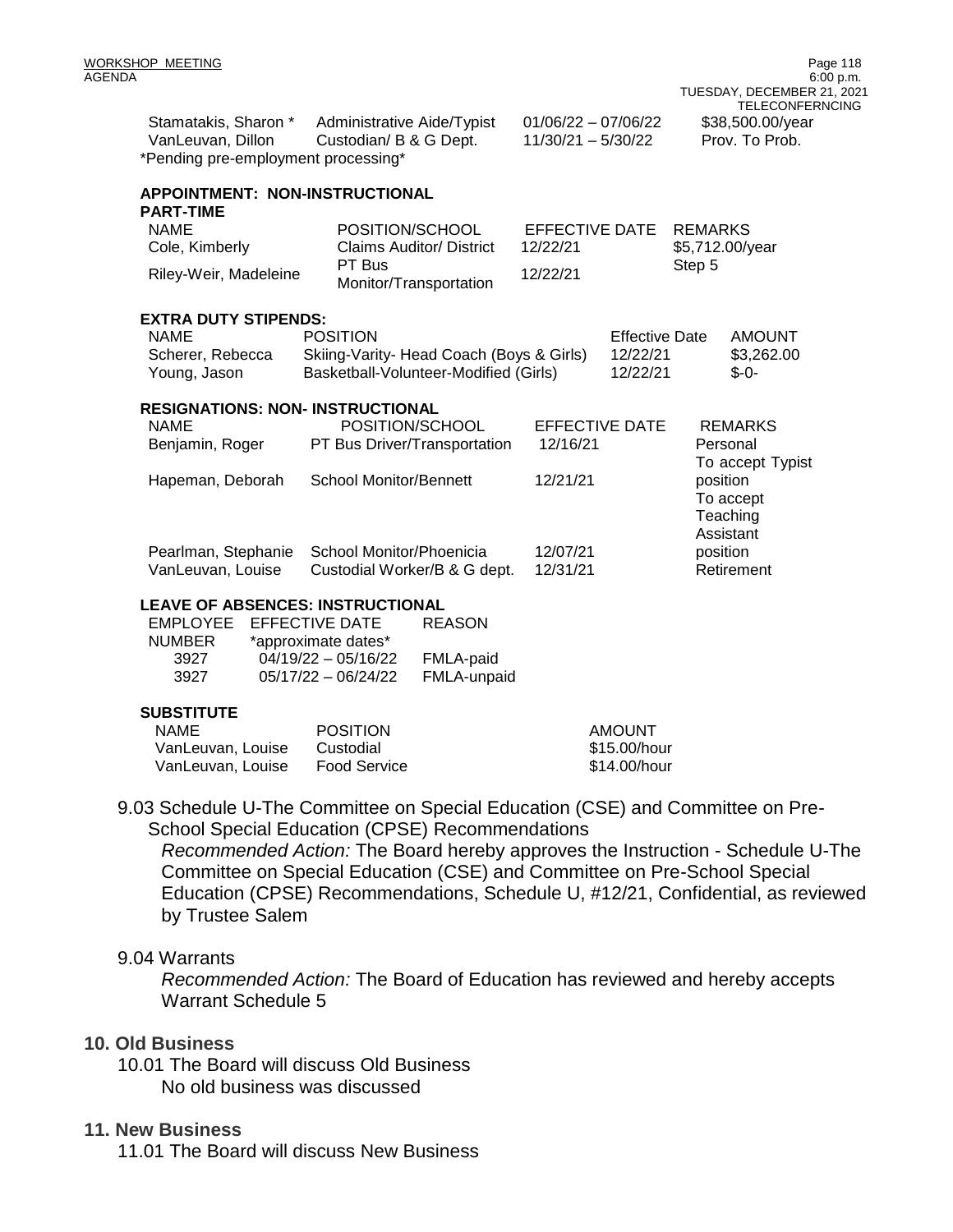| | | | |
|---|---|---|---|
| Stamatakis, Sharon * | Administrative Aide/Typist | 01/06/22 – 07/06/22 | $38,500.00/year |
| VanLeuvan, Dillon | Custodian/ B & G Dept. | 11/30/21 – 5/30/22 | Prov. To Prob. |

*Pending pre-employment processing*

**APPOINTMENT: NON-INSTRUCTIONAL**
**PART-TIME**

| NAME | POSITION/SCHOOL | EFFECTIVE DATE | REMARKS |
|---|---|---|---|
| Cole, Kimberly | Claims Auditor/ District | 12/22/21 | $5,712.00/year |
| Riley-Weir, Madeleine | PT Bus Monitor/Transportation | 12/22/21 | Step 5 |

**EXTRA DUTY STIPENDS:**

| NAME | POSITION | Effective Date | AMOUNT |
|---|---|---|---|
| Scherer, Rebecca | Skiing-Varity- Head Coach (Boys & Girls) | 12/22/21 | $3,262.00 |
| Young, Jason | Basketball-Volunteer-Modified (Girls) | 12/22/21 | $-0- |

**RESIGNATIONS: NON- INSTRUCTIONAL**

| NAME | POSITION/SCHOOL | EFFECTIVE DATE | REMARKS |
|---|---|---|---|
| Benjamin, Roger | PT Bus Driver/Transportation | 12/16/21 | Personal |
| Hapeman, Deborah | School Monitor/Bennett | 12/21/21 | To accept Typist position |
| Pearlman, Stephanie | School Monitor/Phoenicia | 12/07/21 | To accept Teaching Assistant position |
| VanLeuvan, Louise | Custodial Worker/B & G dept. | 12/31/21 | Retirement |

**LEAVE OF ABSENCES: INSTRUCTIONAL**

| EMPLOYEE NUMBER | EFFECTIVE DATE *approximate dates* | REASON |
|---|---|---|
| 3927 | 04/19/22 – 05/16/22 | FMLA-paid |
| 3927 | 05/17/22 – 06/24/22 | FMLA-unpaid |

**SUBSTITUTE**

| NAME | POSITION | AMOUNT |
|---|---|---|
| VanLeuvan, Louise | Custodial | $15.00/hour |
| VanLeuvan, Louise | Food Service | $14.00/hour |

9.03 Schedule U-The Committee on Special Education (CSE) and Committee on Pre-School Special Education (CPSE) Recommendations

*Recommended Action:* The Board hereby approves the Instruction - Schedule U-The Committee on Special Education (CSE) and Committee on Pre-School Special Education (CPSE) Recommendations, Schedule U, #12/21, Confidential, as reviewed by Trustee Salem

9.04 Warrants

*Recommended Action:* The Board of Education has reviewed and hereby accepts Warrant Schedule 5

## 10. Old Business

10.01 The Board will discuss Old Business

No old business was discussed

## 11. New Business

11.01 The Board will discuss New Business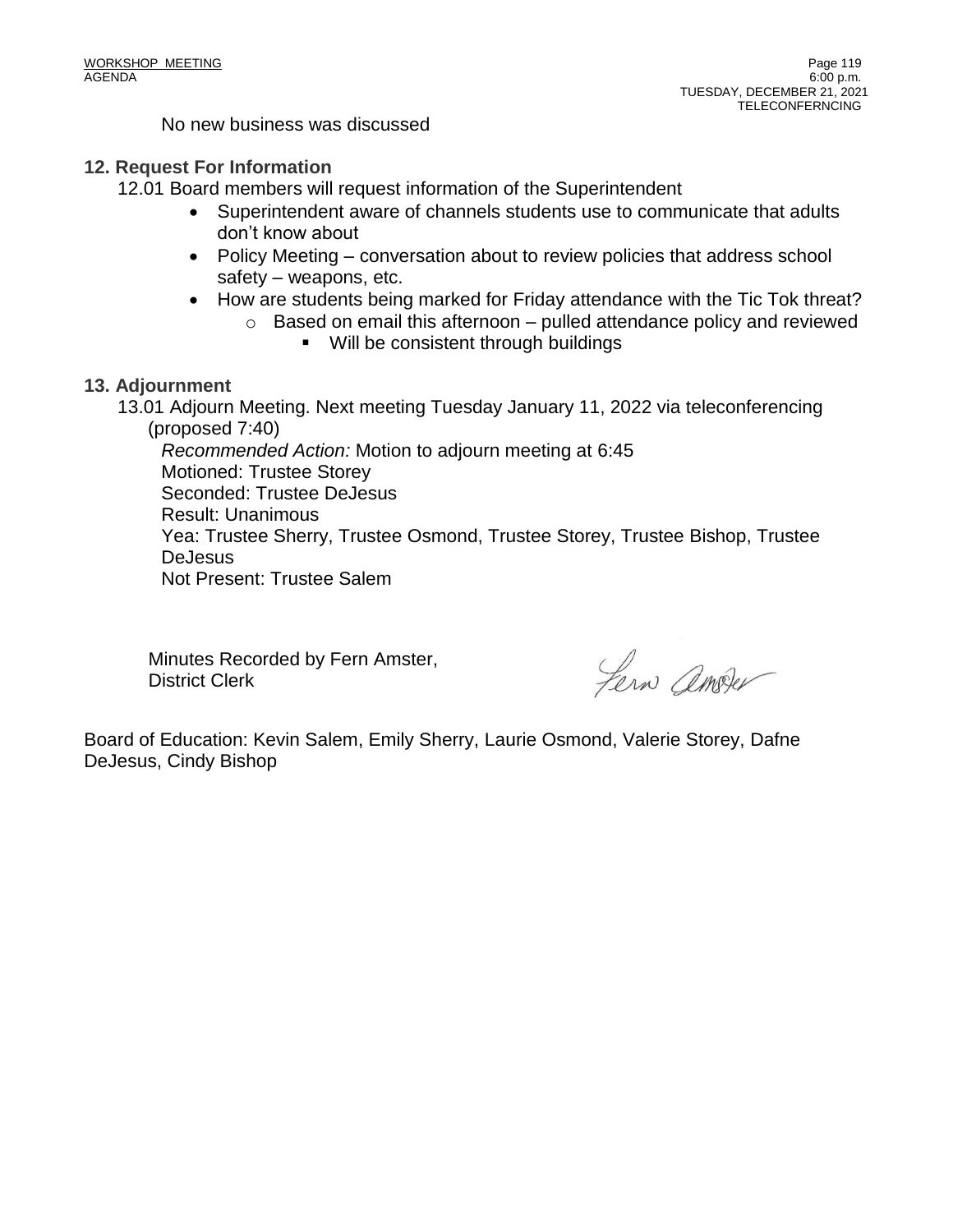No new business was discussed

**12. Request For Information**

12.01 Board members will request information of the Superintendent

- Superintendent aware of channels students use to communicate that adults don't know about
- Policy Meeting – conversation about to review policies that address school safety – weapons, etc.
- How are students being marked for Friday attendance with the Tic Tok threat?
    - Based on email this afternoon – pulled attendance policy and reviewed
        - Will be consistent through buildings

**13. Adjournment**

13.01 Adjourn Meeting. Next meeting Tuesday January 11, 2022 via teleconferencing (proposed 7:40)

*Recommended Action:* Motion to adjourn meeting at 6:45
Motioned: Trustee Storey
Seconded: Trustee DeJesus
Result: Unanimous
Yea: Trustee Sherry, Trustee Osmond, Trustee Storey, Trustee Bishop, Trustee DeJesus
Not Present: Trustee Salem

Minutes Recorded by Fern Amster,
District Clerk

Fern Amster

Board of Education: Kevin Salem, Emily Sherry, Laurie Osmond, Valerie Storey, Dafne DeJesus, Cindy Bishop